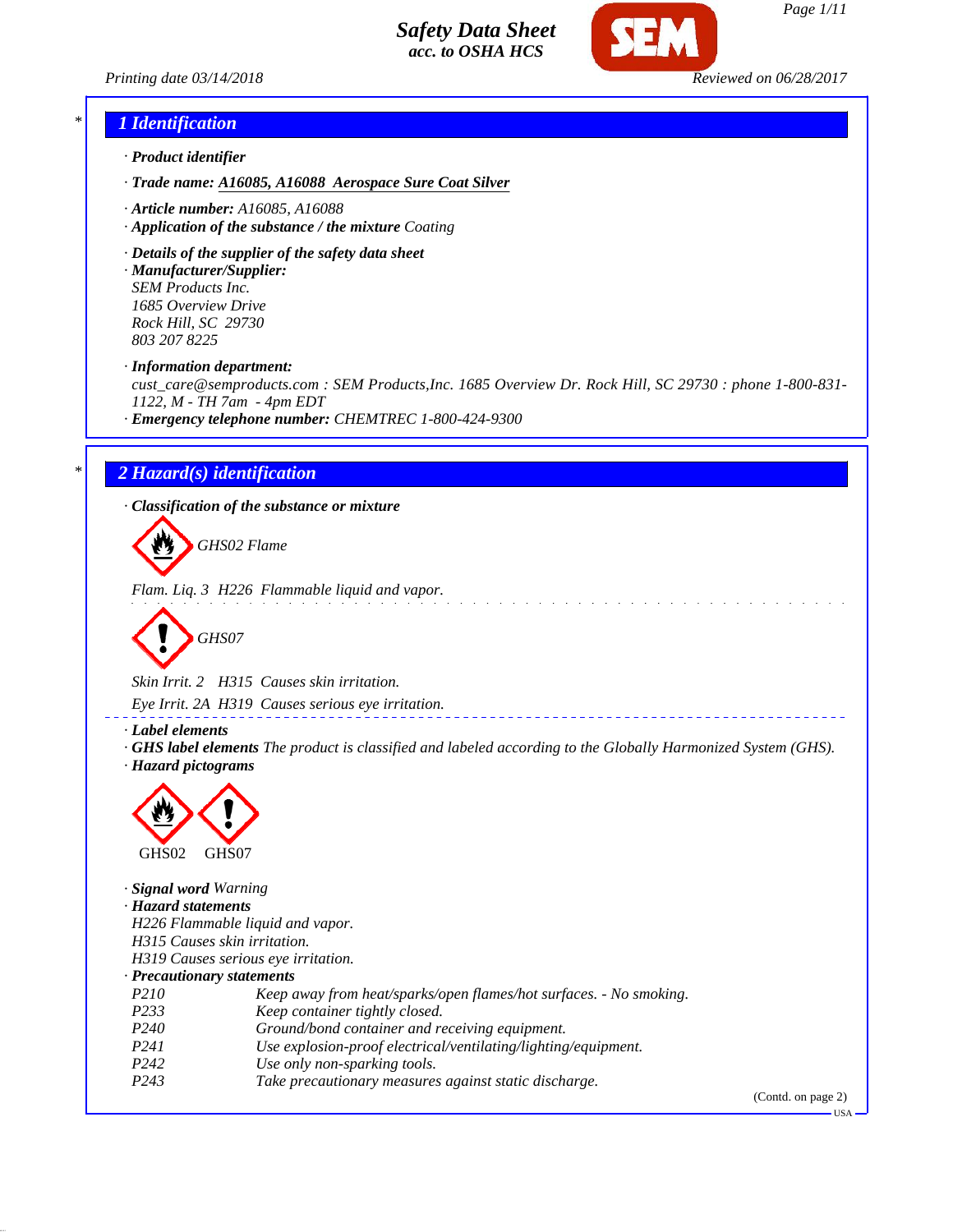# Safety Data Sheet
*acc. to OSHA HCS*

Printing date 03/14/2018 Reviewed on 06/28/2017

## 1 Identification

· **Product identifier**

· **Trade name: A16085, A16088 Aerospace Sure Coat Silver**

· **Article number:** A16085, A16088
· **Application of the substance / the mixture** Coating

· **Details of the supplier of the safety data sheet**
· **Manufacturer/Supplier:**
SEM Products Inc.
1685 Overview Drive
Rock Hill, SC 29730
803 207 8225

· **Information department:**
cust_care@semproducts.com : SEM Products,Inc. 1685 Overview Dr. Rock Hill, SC 29730 : phone 1-800-831-1122, M - TH 7am - 4pm EDT
· **Emergency telephone number:** CHEMTREC 1-800-424-9300

## 2 Hazard(s) identification

· **Classification of the substance or mixture**

GHS02 Flame

Flam. Liq. 3 H226 Flammable liquid and vapor.

GHS07

Skin Irrit. 2 H315 Causes skin irritation.

Eye Irrit. 2A H319 Causes serious eye irritation.

· **Label elements**
· **GHS label elements** The product is classified and labeled according to the Globally Harmonized System (GHS).
· **Hazard pictograms**

GHS02 GHS07

· **Signal word** Warning
· **Hazard statements**
H226 Flammable liquid and vapor.
H315 Causes skin irritation.
H319 Causes serious eye irritation.
· **Precautionary statements**

| | |
|---|---|
| P210 | Keep away from heat/sparks/open flames/hot surfaces. - No smoking. |
| P233 | Keep container tightly closed. |
| P240 | Ground/bond container and receiving equipment. |
| P241 | Use explosion-proof electrical/ventilating/lighting/equipment. |
| P242 | Use only non-sparking tools. |
| P243 | Take precautionary measures against static discharge. |

(Contd. on page 2)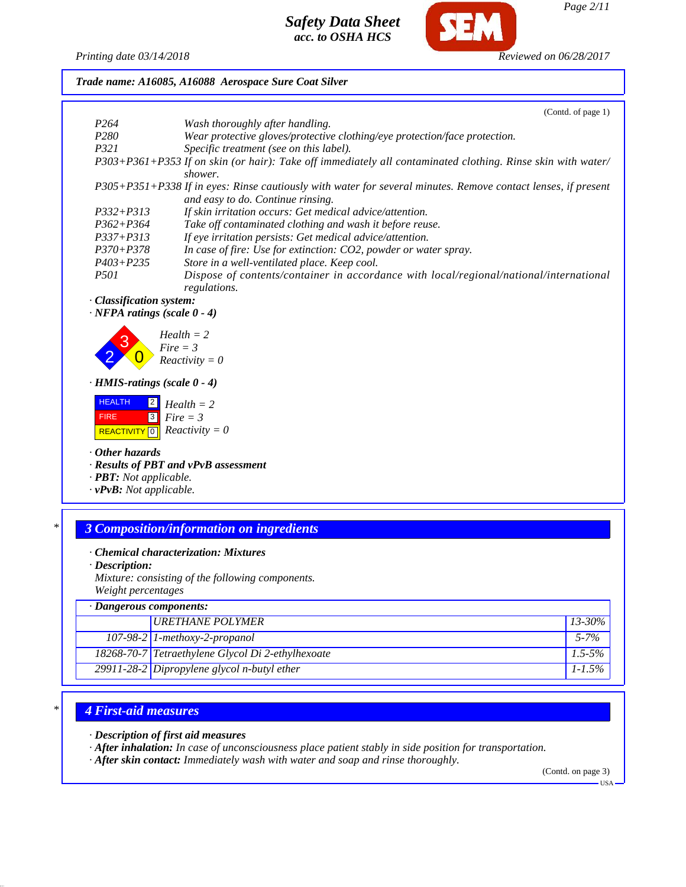**Trade name: A16085, A16088 Aerospace Sure Coat Silver**

(Contd. of page 1)

| | |
|---|---|
| P264 | Wash thoroughly after handling. |
| P280 | Wear protective gloves/protective clothing/eye protection/face protection. |
| P321 | Specific treatment (see on this label). |
| P303+P361+P353 | If on skin (or hair): Take off immediately all contaminated clothing. Rinse skin with water/shower. |
| P305+P351+P338 | If in eyes: Rinse cautiously with water for several minutes. Remove contact lenses, if present and easy to do. Continue rinsing. |
| P332+P313 | If skin irritation occurs: Get medical advice/attention. |
| P362+P364 | Take off contaminated clothing and wash it before reuse. |
| P337+P313 | If eye irritation persists: Get medical advice/attention. |
| P370+P378 | In case of fire: Use for extinction: CO2, powder or water spray. |
| P403+P235 | Store in a well-ventilated place. Keep cool. |
| P501 | Dispose of contents/container in accordance with local/regional/national/international regulations. |

· **Classification system:**

· **NFPA ratings (scale 0 - 4)**

Health = 2
Fire = 3
Reactivity = 0

· **HMIS-ratings (scale 0 - 4)**

| | |
|---|---|
| HEALTH | 2 |
| FIRE | 3 |
| REACTIVITY | 0 |

Health = 2
Fire = 3
Reactivity = 0

· **Other hazards**

· **Results of PBT and vPvB assessment**

· **PBT:** Not applicable.

· **vPvB:** Not applicable.

## 3 Composition/information on ingredients

· **Chemical characterization: Mixtures**

· **Description:**
Mixture: consisting of the following components.
Weight percentages

· **Dangerous components:**

| CAS | Component | Weight % |
|---|---|---|
| | URETHANE POLYMER | 13-30% |
| 107-98-2 | 1-methoxy-2-propanol | 5-7% |
| 18268-70-7 | Tetraethylene Glycol Di 2-ethylhexoate | 1.5-5% |
| 29911-28-2 | Dipropylene glycol n-butyl ether | 1-1.5% |

## 4 First-aid measures

· **Description of first aid measures**

· **After inhalation:** In case of unconsciousness place patient stably in side position for transportation.

· **After skin contact:** Immediately wash with water and soap and rinse thoroughly.

(Contd. on page 3)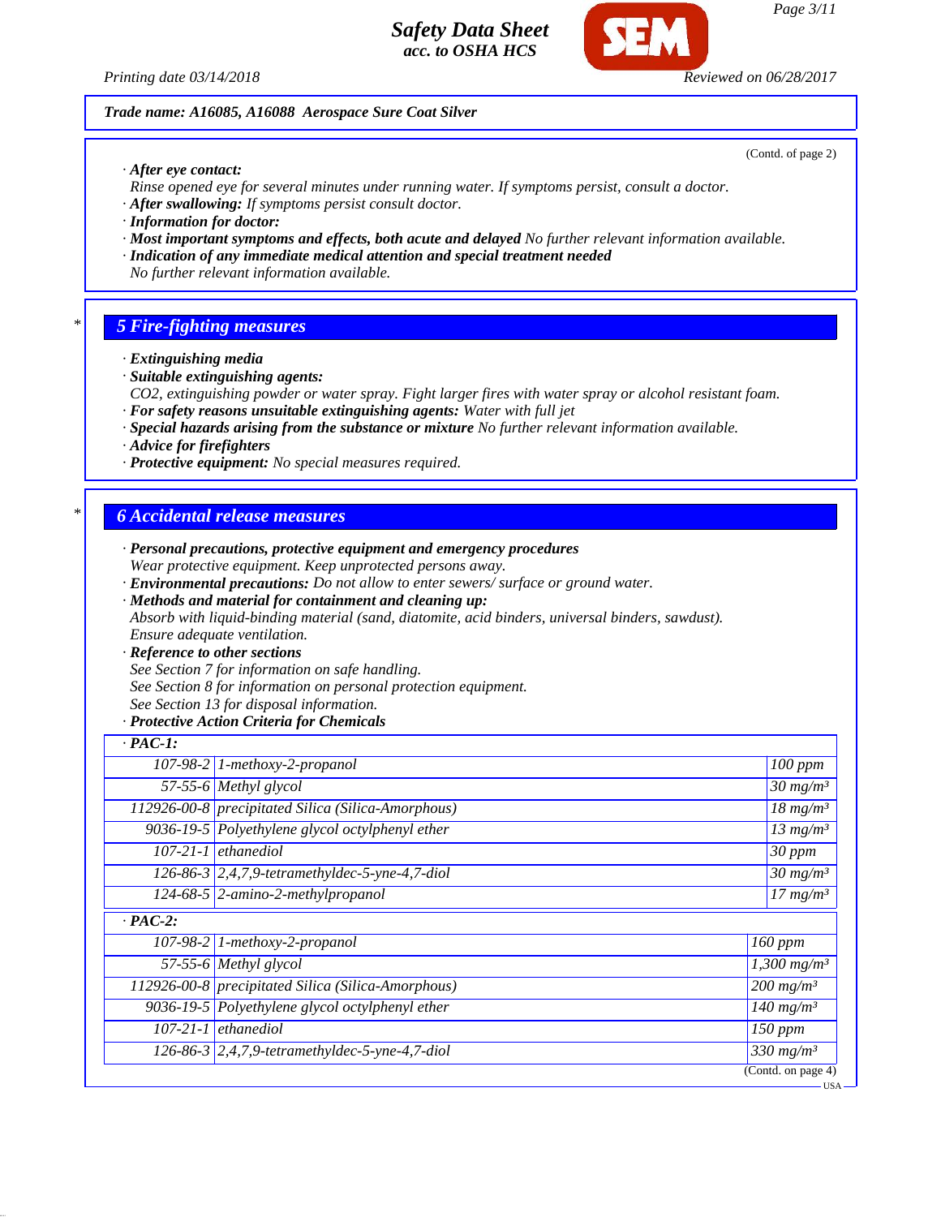Trade name: A16085, A16088 Aerospace Sure Coat Silver

(Contd. of page 2)

· **After eye contact:**
Rinse opened eye for several minutes under running water. If symptoms persist, consult a doctor.
· **After swallowing:** If symptoms persist consult doctor.
· **Information for doctor:**
· **Most important symptoms and effects, both acute and delayed** No further relevant information available.
· **Indication of any immediate medical attention and special treatment needed**
No further relevant information available.

## 5 Fire-fighting measures

· **Extinguishing media**
· **Suitable extinguishing agents:**
CO2, extinguishing powder or water spray. Fight larger fires with water spray or alcohol resistant foam.
· **For safety reasons unsuitable extinguishing agents:** Water with full jet
· **Special hazards arising from the substance or mixture** No further relevant information available.
· **Advice for firefighters**
· **Protective equipment:** No special measures required.

## 6 Accidental release measures

· **Personal precautions, protective equipment and emergency procedures**
Wear protective equipment. Keep unprotected persons away.
· **Environmental precautions:** Do not allow to enter sewers/ surface or ground water.
· **Methods and material for containment and cleaning up:**
Absorb with liquid-binding material (sand, diatomite, acid binders, universal binders, sawdust).
Ensure adequate ventilation.
· **Reference to other sections**
See Section 7 for information on safe handling.
See Section 8 for information on personal protection equipment.
See Section 13 for disposal information.
· **Protective Action Criteria for Chemicals**

| · PAC-1: | | |
|---|---|---|
| 107-98-2 | 1-methoxy-2-propanol | 100 ppm |
| 57-55-6 | Methyl glycol | 30 mg/m³ |
| 112926-00-8 | precipitated Silica (Silica-Amorphous) | 18 mg/m³ |
| 9036-19-5 | Polyethylene glycol octylphenyl ether | 13 mg/m³ |
| 107-21-1 | ethanediol | 30 ppm |
| 126-86-3 | 2,4,7,9-tetramethyldec-5-yne-4,7-diol | 30 mg/m³ |
| 124-68-5 | 2-amino-2-methylpropanol | 17 mg/m³ |

| · PAC-2: | | |
|---|---|---|
| 107-98-2 | 1-methoxy-2-propanol | 160 ppm |
| 57-55-6 | Methyl glycol | 1,300 mg/m³ |
| 112926-00-8 | precipitated Silica (Silica-Amorphous) | 200 mg/m³ |
| 9036-19-5 | Polyethylene glycol octylphenyl ether | 140 mg/m³ |
| 107-21-1 | ethanediol | 150 ppm |
| 126-86-3 | 2,4,7,9-tetramethyldec-5-yne-4,7-diol | 330 mg/m³ |

(Contd. on page 4)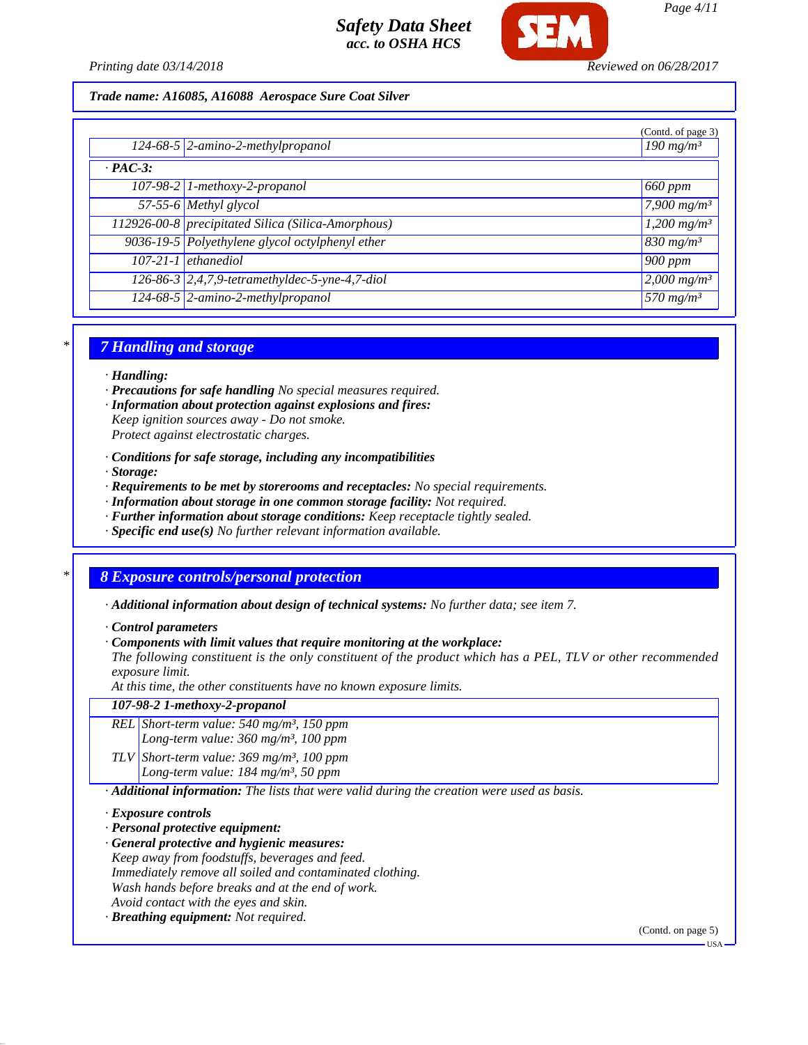Trade name: A16085, A16088 Aerospace Sure Coat Silver

(Contd. of page 3)

| | | |
|---|---|---|
| 124-68-5 | 2-amino-2-methylpropanol | 190 mg/m³ |
| **· PAC-3:** | | |
| 107-98-2 | 1-methoxy-2-propanol | 660 ppm |
| 57-55-6 | Methyl glycol | 7,900 mg/m³ |
| 112926-00-8 | precipitated Silica (Silica-Amorphous) | 1,200 mg/m³ |
| 9036-19-5 | Polyethylene glycol octylphenyl ether | 830 mg/m³ |
| 107-21-1 | ethanediol | 900 ppm |
| 126-86-3 | 2,4,7,9-tetramethyldec-5-yne-4,7-diol | 2,000 mg/m³ |
| 124-68-5 | 2-amino-2-methylpropanol | 570 mg/m³ |

## 7 Handling and storage

· **Handling:**
· **Precautions for safe handling** No special measures required.
· **Information about protection against explosions and fires:**
Keep ignition sources away - Do not smoke.
Protect against electrostatic charges.

· **Conditions for safe storage, including any incompatibilities**
· **Storage:**
· **Requirements to be met by storerooms and receptacles:** No special requirements.
· **Information about storage in one common storage facility:** Not required.
· **Further information about storage conditions:** Keep receptacle tightly sealed.
· **Specific end use(s)** No further relevant information available.

## 8 Exposure controls/personal protection

· **Additional information about design of technical systems:** No further data; see item 7.

· **Control parameters**
· **Components with limit values that require monitoring at the workplace:**
The following constituent is the only constituent of the product which has a PEL, TLV or other recommended exposure limit.
At this time, the other constituents have no known exposure limits.

| **107-98-2 1-methoxy-2-propanol** | |
|---|---|
| REL | Short-term value: 540 mg/m³, 150 ppm<br>Long-term value: 360 mg/m³, 100 ppm |
| TLV | Short-term value: 369 mg/m³, 100 ppm<br>Long-term value: 184 mg/m³, 50 ppm |

· **Additional information:** The lists that were valid during the creation were used as basis.

· **Exposure controls**
· **Personal protective equipment:**
· **General protective and hygienic measures:**
Keep away from foodstuffs, beverages and feed.
Immediately remove all soiled and contaminated clothing.
Wash hands before breaks and at the end of work.
Avoid contact with the eyes and skin.
· **Breathing equipment:** Not required.

(Contd. on page 5)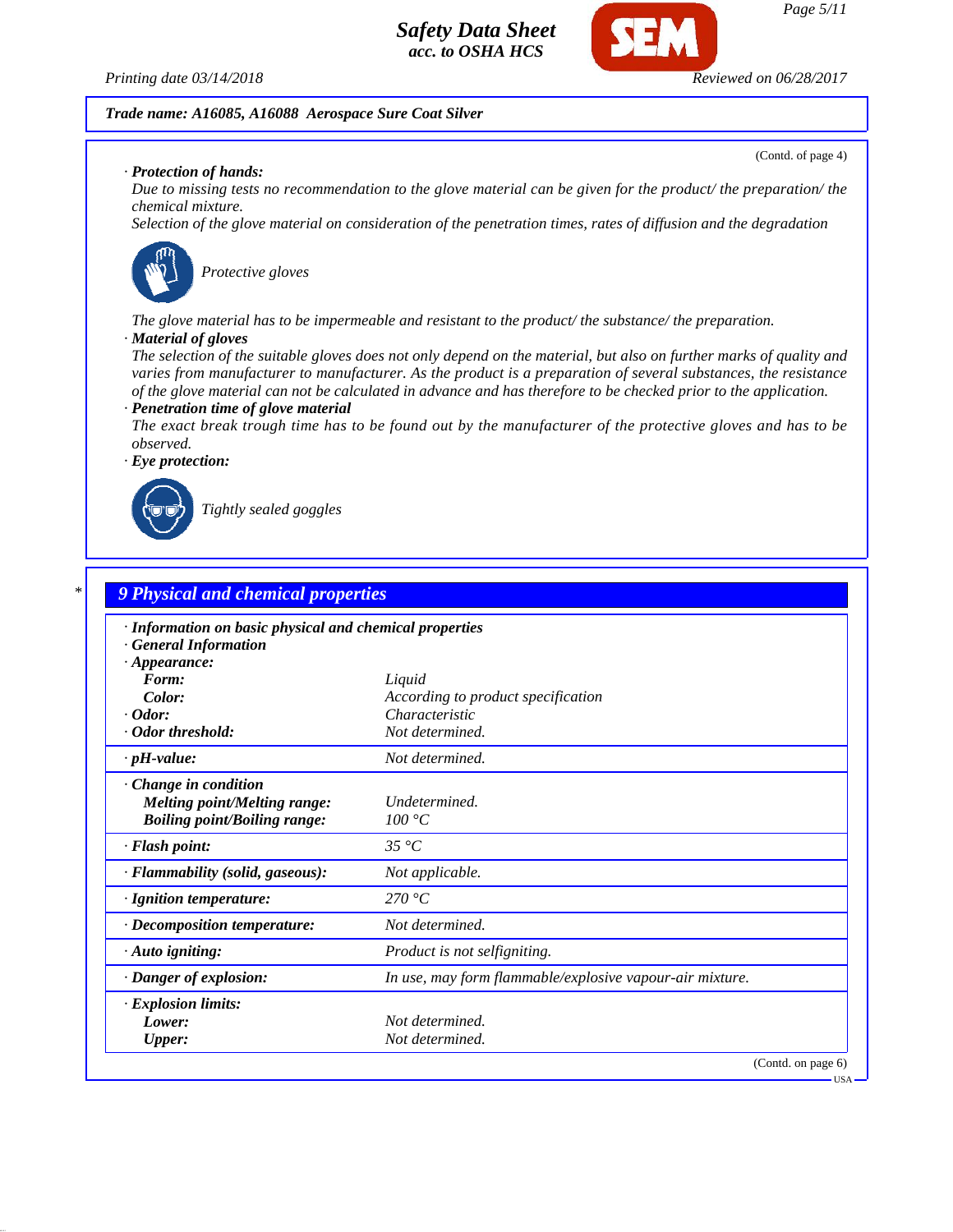**Trade name: A16085, A16088 Aerospace Sure Coat Silver**

(Contd. of page 4)

· **Protection of hands:**
Due to missing tests no recommendation to the glove material can be given for the product/ the preparation/ the chemical mixture.
Selection of the glove material on consideration of the penetration times, rates of diffusion and the degradation

Protective gloves

The glove material has to be impermeable and resistant to the product/ the substance/ the preparation.

· **Material of gloves**
The selection of the suitable gloves does not only depend on the material, but also on further marks of quality and varies from manufacturer to manufacturer. As the product is a preparation of several substances, the resistance of the glove material can not be calculated in advance and has therefore to be checked prior to the application.

· **Penetration time of glove material**
The exact break trough time has to be found out by the manufacturer of the protective gloves and has to be observed.

· **Eye protection:**

Tightly sealed goggles

## 9 Physical and chemical properties

| | |
|---|---|
| · **Information on basic physical and chemical properties** | |
| · **General Information** | |
| · **Appearance:** | |
| **Form:** | Liquid |
| **Color:** | According to product specification |
| · **Odor:** | Characteristic |
| · **Odor threshold:** | Not determined. |
| · **pH-value:** | Not determined. |
| · **Change in condition** | |
| **Melting point/Melting range:** | Undetermined. |
| **Boiling point/Boiling range:** | 100 °C |
| · **Flash point:** | 35 °C |
| · **Flammability (solid, gaseous):** | Not applicable. |
| · **Ignition temperature:** | 270 °C |
| · **Decomposition temperature:** | Not determined. |
| · **Auto igniting:** | Product is not selfigniting. |
| · **Danger of explosion:** | In use, may form flammable/explosive vapour-air mixture. |
| · **Explosion limits:** | |
| **Lower:** | Not determined. |
| **Upper:** | Not determined. |

(Contd. on page 6)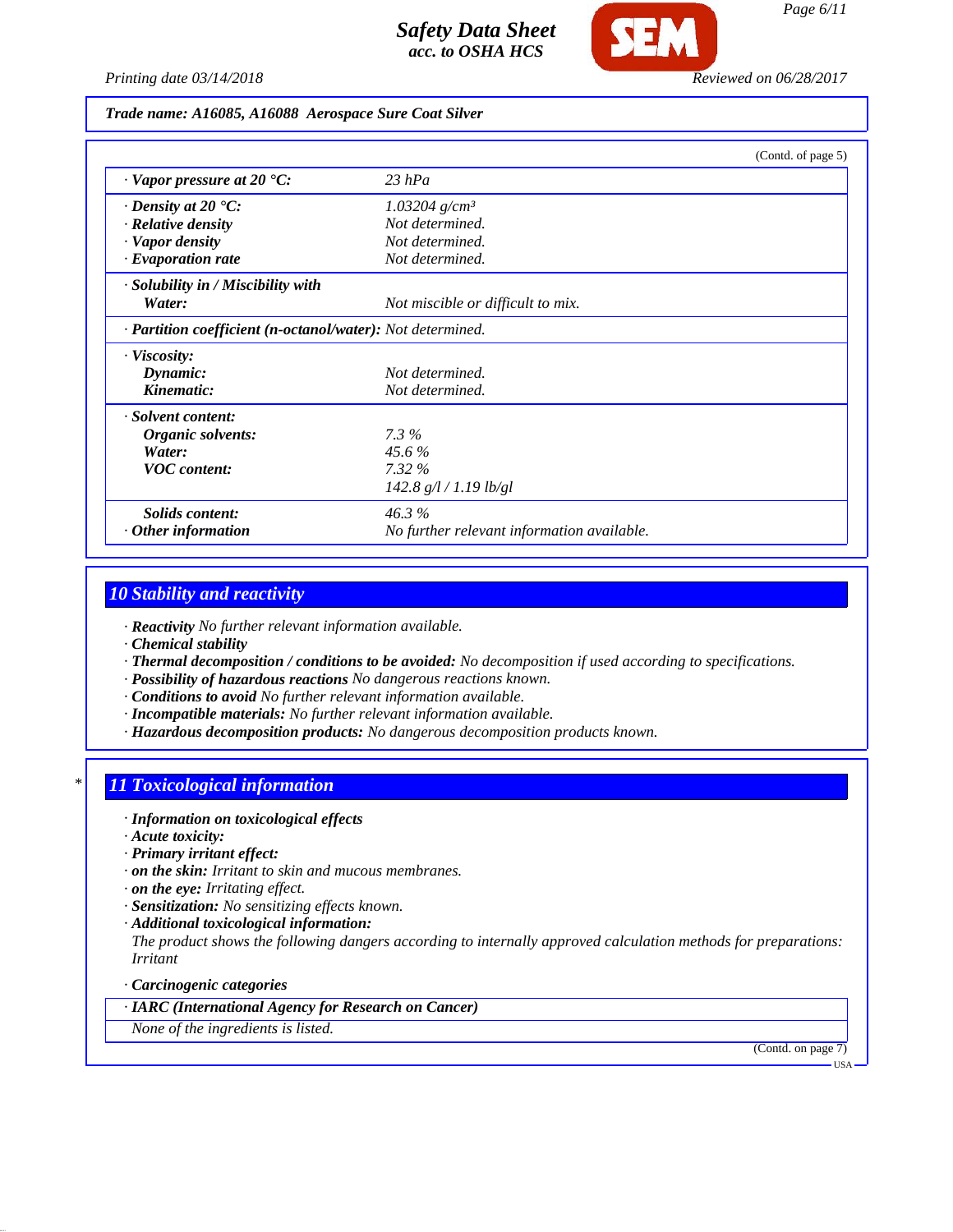Trade name: A16085, A16088 Aerospace Sure Coat Silver

(Contd. of page 5)

| | |
|---|---|
| · **Vapor pressure at 20 °C:** | 23 hPa |
| · **Density at 20 °C:** | 1.03204 g/cm³ |
| · **Relative density** | Not determined. |
| · **Vapor density** | Not determined. |
| · **Evaporation rate** | Not determined. |
| · **Solubility in / Miscibility with** | |
| **Water:** | Not miscible or difficult to mix. |
| · **Partition coefficient (n-octanol/water):** | Not determined. |
| · **Viscosity:** | |
| **Dynamic:** | Not determined. |
| **Kinematic:** | Not determined. |
| · **Solvent content:** | |
| **Organic solvents:** | 7.3 % |
| **Water:** | 45.6 % |
| **VOC content:** | 7.32 % |
| | 142.8 g/l / 1.19 lb/gl |
| **Solids content:** | 46.3 % |
| · **Other information** | No further relevant information available. |

## 10 Stability and reactivity

· **Reactivity** No further relevant information available.
· **Chemical stability**
· **Thermal decomposition / conditions to be avoided:** No decomposition if used according to specifications.
· **Possibility of hazardous reactions** No dangerous reactions known.
· **Conditions to avoid** No further relevant information available.
· **Incompatible materials:** No further relevant information available.
· **Hazardous decomposition products:** No dangerous decomposition products known.

## * 11 Toxicological information

· **Information on toxicological effects**
· **Acute toxicity:**
· **Primary irritant effect:**
· **on the skin:** Irritant to skin and mucous membranes.
· **on the eye:** Irritating effect.
· **Sensitization:** No sensitizing effects known.
· **Additional toxicological information:**
The product shows the following dangers according to internally approved calculation methods for preparations:
Irritant

· **Carcinogenic categories**

| · **IARC (International Agency for Research on Cancer)** |
|---|
| None of the ingredients is listed. |

(Contd. on page 7)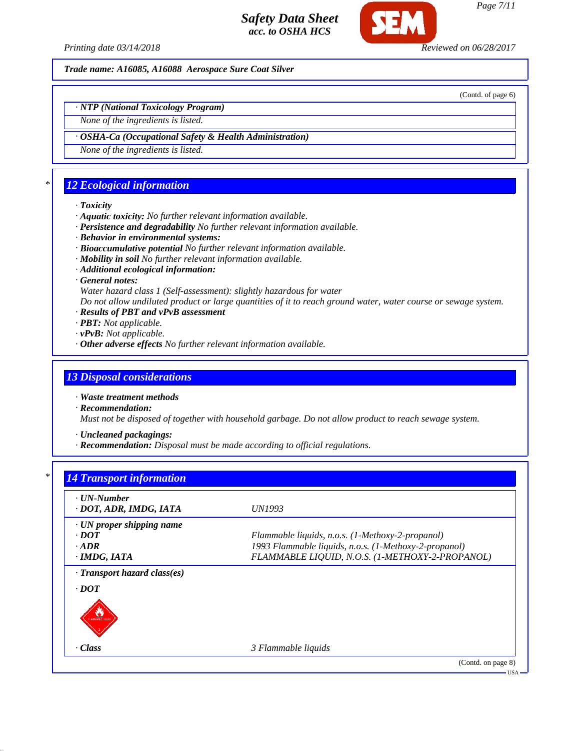Trade name: A16085, A16088 Aerospace Sure Coat Silver

(Contd. of page 6)

**· NTP (National Toxicology Program)**

None of the ingredients is listed.

**· OSHA-Ca (Occupational Safety & Health Administration)**

None of the ingredients is listed.

## 12 Ecological information

- **Toxicity**
- **Aquatic toxicity:** No further relevant information available.
- **Persistence and degradability** No further relevant information available.
- **Behavior in environmental systems:**
- **Bioaccumulative potential** No further relevant information available.
- **Mobility in soil** No further relevant information available.
- **Additional ecological information:**
- **General notes:**

  Water hazard class 1 (Self-assessment): slightly hazardous for water

  Do not allow undiluted product or large quantities of it to reach ground water, water course or sewage system.
- **Results of PBT and vPvB assessment**
- **PBT:** Not applicable.
- **vPvB:** Not applicable.
- **Other adverse effects** No further relevant information available.

## 13 Disposal considerations

- **Waste treatment methods**
- **Recommendation:**

  Must not be disposed of together with household garbage. Do not allow product to reach sewage system.
- **Uncleaned packagings:**
- **Recommendation:** Disposal must be made according to official regulations.

## 14 Transport information

| | |
|---|---|
| **· UN-Number** | |
| **· DOT, ADR, IMDG, IATA** | UN1993 |
| **· UN proper shipping name** | |
| **· DOT** | Flammable liquids, n.o.s. (1-Methoxy-2-propanol) |
| **· ADR** | 1993 Flammable liquids, n.o.s. (1-Methoxy-2-propanol) |
| **· IMDG, IATA** | FLAMMABLE LIQUID, N.O.S. (1-METHOXY-2-PROPANOL) |
| **· Transport hazard class(es)** | |
| **· DOT** | |
| **· Class** | 3 Flammable liquids |

(Contd. on page 8)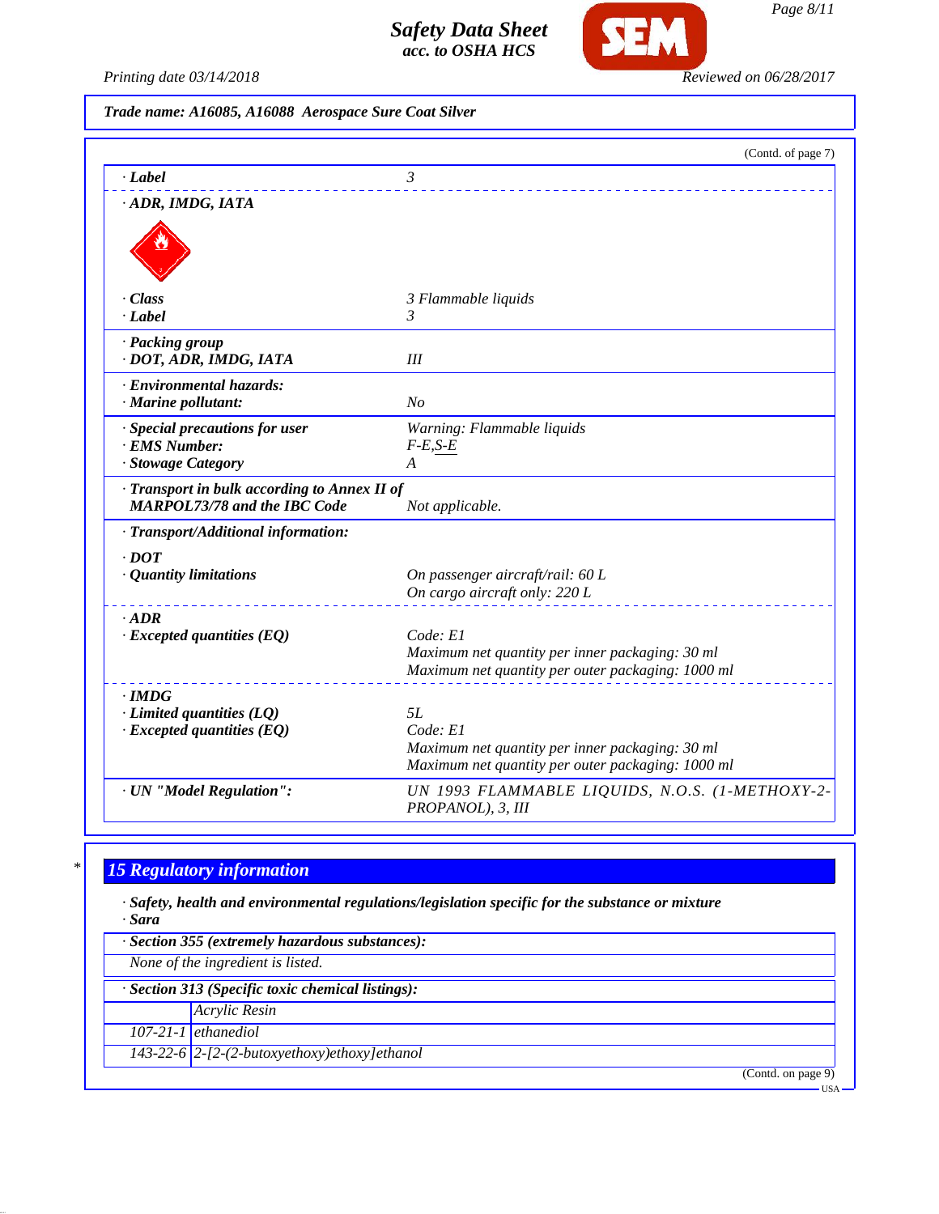**Trade name: A16085, A16088 Aerospace Sure Coat Silver**

(Contd. of page 7)

| | |
|---|---|
| · **Label** | 3 |
| · **ADR, IMDG, IATA** | |
| · **Class** | 3 Flammable liquids |
| · **Label** | 3 |
| · **Packing group** · **DOT, ADR, IMDG, IATA** | III |
| · **Environmental hazards:** · **Marine pollutant:** | No |
| · **Special precautions for user** | Warning: Flammable liquids |
| · **EMS Number:** | F-E,S-E |
| · **Stowage Category** | A |
| · **Transport in bulk according to Annex II of MARPOL73/78 and the IBC Code** | Not applicable. |
| · **Transport/Additional information:** | |
| · **DOT** | |
| · **Quantity limitations** | On passenger aircraft/rail: 60 L<br>On cargo aircraft only: 220 L |
| · **ADR** | |
| · **Excepted quantities (EQ)** | Code: E1<br>Maximum net quantity per inner packaging: 30 ml<br>Maximum net quantity per outer packaging: 1000 ml |
| · **IMDG** | |
| · **Limited quantities (LQ)** | 5L |
| · **Excepted quantities (EQ)** | Code: E1<br>Maximum net quantity per inner packaging: 30 ml<br>Maximum net quantity per outer packaging: 1000 ml |
| · **UN "Model Regulation":** | UN 1993 FLAMMABLE LIQUIDS, N.O.S. (1-METHOXY-2-PROPANOL), 3, III |

\*

## 15 Regulatory information

· **Safety, health and environmental regulations/legislation specific for the substance or mixture**
· **Sara**

| · **Section 355 (extremely hazardous substances):** |
|---|
| None of the ingredient is listed. |

| · **Section 313 (Specific toxic chemical listings):** | |
|---|---|
| | Acrylic Resin |
| 107-21-1 | ethanediol |
| 143-22-6 | 2-[2-(2-butoxyethoxy)ethoxy]ethanol |

(Contd. on page 9)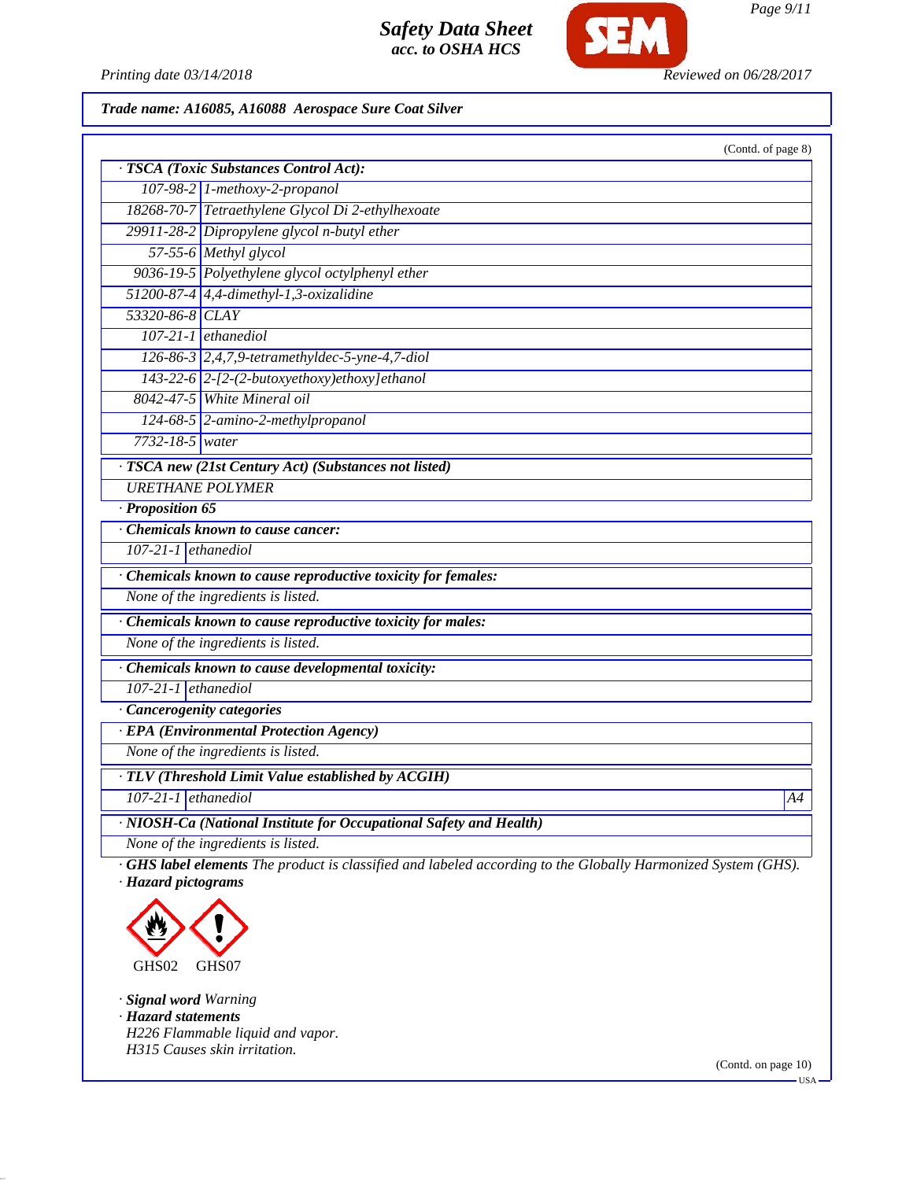**Trade name: A16085, A16088 Aerospace Sure Coat Silver**

(Contd. of page 8)

· **TSCA (Toxic Substances Control Act):**

| | |
|---|---|
| 107-98-2 | 1-methoxy-2-propanol |
| 18268-70-7 | Tetraethylene Glycol Di 2-ethylhexoate |
| 29911-28-2 | Dipropylene glycol n-butyl ether |
| 57-55-6 | Methyl glycol |
| 9036-19-5 | Polyethylene glycol octylphenyl ether |
| 51200-87-4 | 4,4-dimethyl-1,3-oxizalidine |
| 53320-86-8 | CLAY |
| 107-21-1 | ethanediol |
| 126-86-3 | 2,4,7,9-tetramethyldec-5-yne-4,7-diol |
| 143-22-6 | 2-[2-(2-butoxyethoxy)ethoxy]ethanol |
| 8042-47-5 | White Mineral oil |
| 124-68-5 | 2-amino-2-methylpropanol |
| 7732-18-5 | water |

· **TSCA new (21st Century Act) (Substances not listed)**

URETHANE POLYMER

· **Proposition 65**

· **Chemicals known to cause cancer:**

| | |
|---|---|
| 107-21-1 | ethanediol |

· **Chemicals known to cause reproductive toxicity for females:**

None of the ingredients is listed.

· **Chemicals known to cause reproductive toxicity for males:**

None of the ingredients is listed.

· **Chemicals known to cause developmental toxicity:**

| | |
|---|---|
| 107-21-1 | ethanediol |

· **Cancerogenity categories**

· **EPA (Environmental Protection Agency)**

None of the ingredients is listed.

· **TLV (Threshold Limit Value established by ACGIH)**

| | | |
|---|---|---|
| 107-21-1 | ethanediol | A4 |

· **NIOSH-Ca (National Institute for Occupational Safety and Health)**

None of the ingredients is listed.

· **GHS label elements** The product is classified and labeled according to the Globally Harmonized System (GHS).

· **Hazard pictograms**

GHS02 GHS07

· **Signal word** Warning

· **Hazard statements**

H226 Flammable liquid and vapor.

H315 Causes skin irritation.

(Contd. on page 10)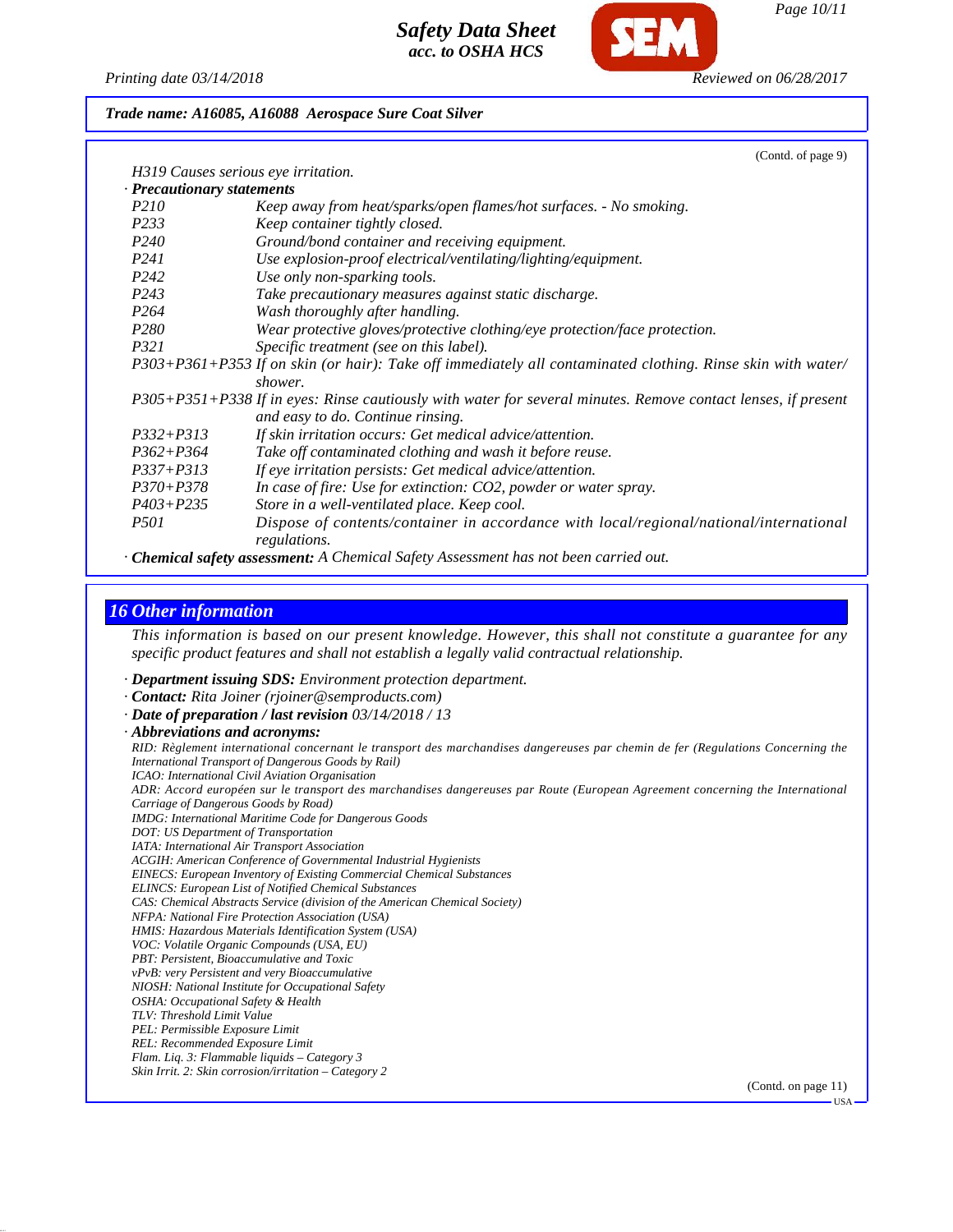**Trade name: A16085, A16088 Aerospace Sure Coat Silver**

(Contd. of page 9)

H319 Causes serious eye irritation.

· **Precautionary statements**

| | |
|---|---|
| P210 | Keep away from heat/sparks/open flames/hot surfaces. - No smoking. |
| P233 | Keep container tightly closed. |
| P240 | Ground/bond container and receiving equipment. |
| P241 | Use explosion-proof electrical/ventilating/lighting/equipment. |
| P242 | Use only non-sparking tools. |
| P243 | Take precautionary measures against static discharge. |
| P264 | Wash thoroughly after handling. |
| P280 | Wear protective gloves/protective clothing/eye protection/face protection. |
| P321 | Specific treatment (see on this label). |
| P303+P361+P353 | If on skin (or hair): Take off immediately all contaminated clothing. Rinse skin with water/shower. |
| P305+P351+P338 | If in eyes: Rinse cautiously with water for several minutes. Remove contact lenses, if present and easy to do. Continue rinsing. |
| P332+P313 | If skin irritation occurs: Get medical advice/attention. |
| P362+P364 | Take off contaminated clothing and wash it before reuse. |
| P337+P313 | If eye irritation persists: Get medical advice/attention. |
| P370+P378 | In case of fire: Use for extinction: $CO_2$, powder or water spray. |
| P403+P235 | Store in a well-ventilated place. Keep cool. |
| P501 | Dispose of contents/container in accordance with local/regional/national/international regulations. |

· **Chemical safety assessment:** A Chemical Safety Assessment has not been carried out.

## 16 Other information

This information is based on our present knowledge. However, this shall not constitute a guarantee for any specific product features and shall not establish a legally valid contractual relationship.

· **Department issuing SDS:** Environment protection department.
· **Contact:** Rita Joiner (rjoiner@semproducts.com)
· **Date of preparation / last revision** 03/14/2018 / 13
· **Abbreviations and acronyms:**

RID: Règlement international concernant le transport des marchandises dangereuses par chemin de fer (Regulations Concerning the International Transport of Dangerous Goods by Rail)
ICAO: International Civil Aviation Organisation
ADR: Accord européen sur le transport des marchandises dangereuses par Route (European Agreement concerning the International Carriage of Dangerous Goods by Road)
IMDG: International Maritime Code for Dangerous Goods
DOT: US Department of Transportation
IATA: International Air Transport Association
ACGIH: American Conference of Governmental Industrial Hygienists
EINECS: European Inventory of Existing Commercial Chemical Substances
ELINCS: European List of Notified Chemical Substances
CAS: Chemical Abstracts Service (division of the American Chemical Society)
NFPA: National Fire Protection Association (USA)
HMIS: Hazardous Materials Identification System (USA)
VOC: Volatile Organic Compounds (USA, EU)
PBT: Persistent, Bioaccumulative and Toxic
vPvB: very Persistent and very Bioaccumulative
NIOSH: National Institute for Occupational Safety
OSHA: Occupational Safety & Health
TLV: Threshold Limit Value
PEL: Permissible Exposure Limit
REL: Recommended Exposure Limit
Flam. Liq. 3: Flammable liquids – Category 3
Skin Irrit. 2: Skin corrosion/irritation – Category 2

(Contd. on page 11)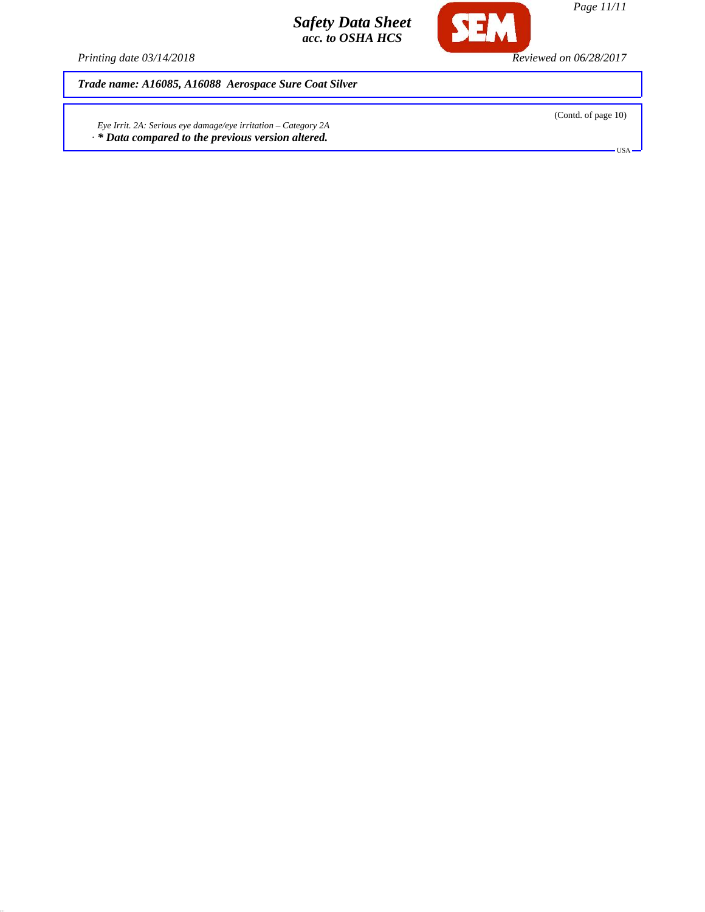*Eye Irrit. 2A: Serious eye damage/eye irritation – Category 2A*

· ***\* Data compared to the previous version altered.***